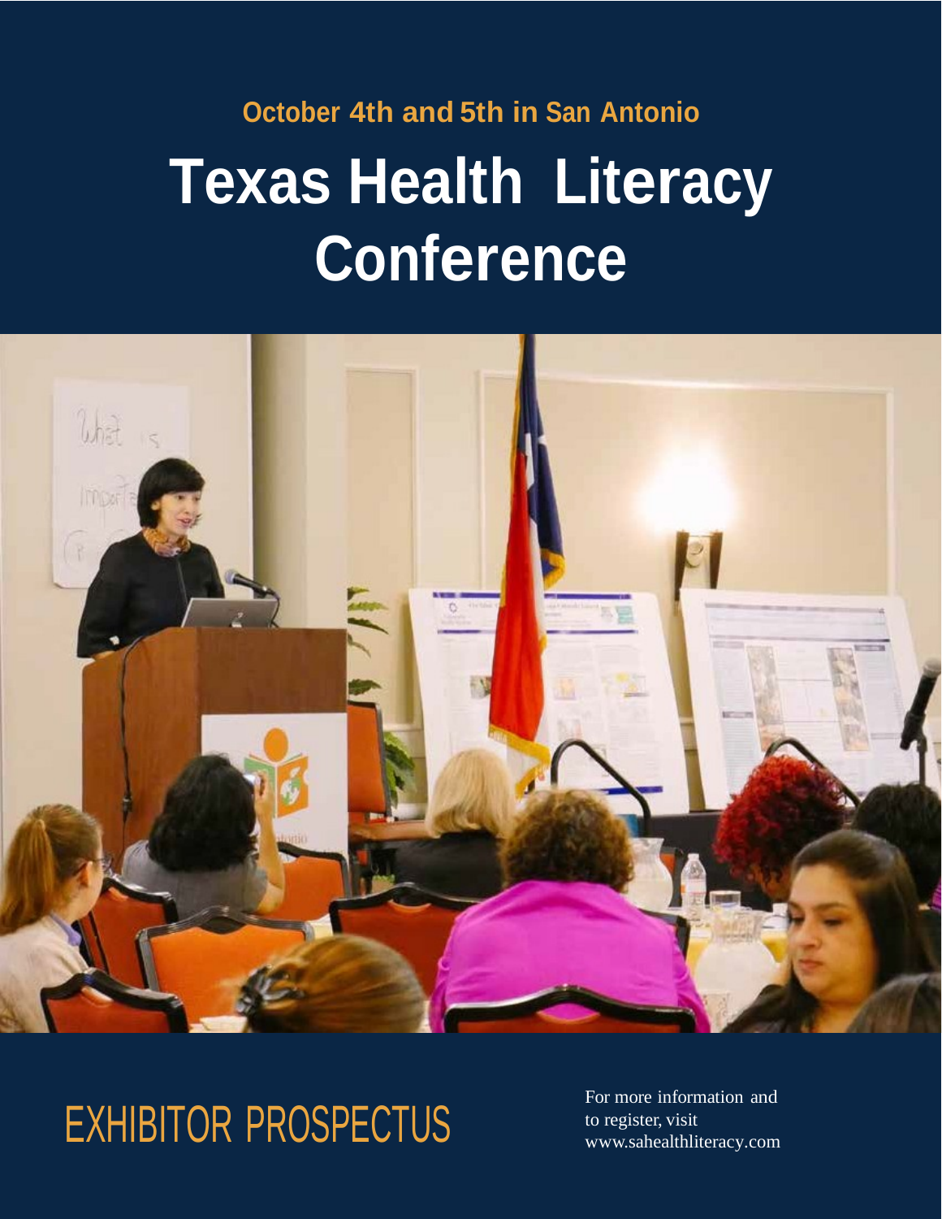October 4th and 5th in San Antonio

# Texas Health Literacy Conference

## EXHIBITOR PROSPECTUS

For more information and to register, visit www.sahealthliteracy.com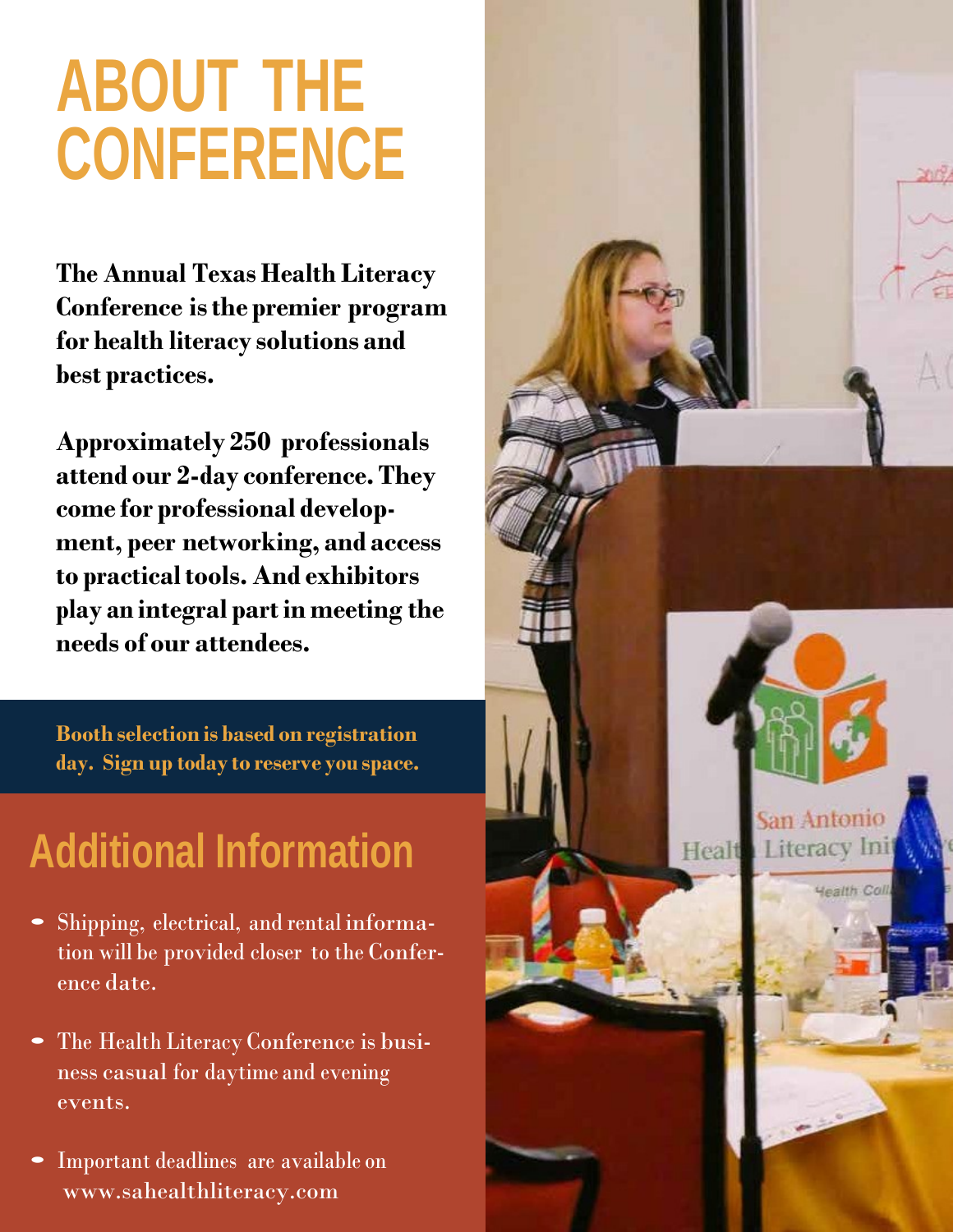# ABOUT THE CONFERENCE

**The Annual Texas Health Literacy Conference is the premier program for health literacy solutions and best practices.**

**Approximately 250 professionals attend our 2-day conference. They come for professional development, peer networking, and access to practical tools. And exhibitors play an integral part in meeting the needs of our attendees.**

**Booth selection is based on registration day. Sign up today to reserve you space.**

## Additional Information

- Shipping, electrical, and rental information will be provided closer to the Conference date.
- The Health Literacy Conference is business casual for daytime and evening events.
- Important deadlines are available on www.sahealthliteracy.com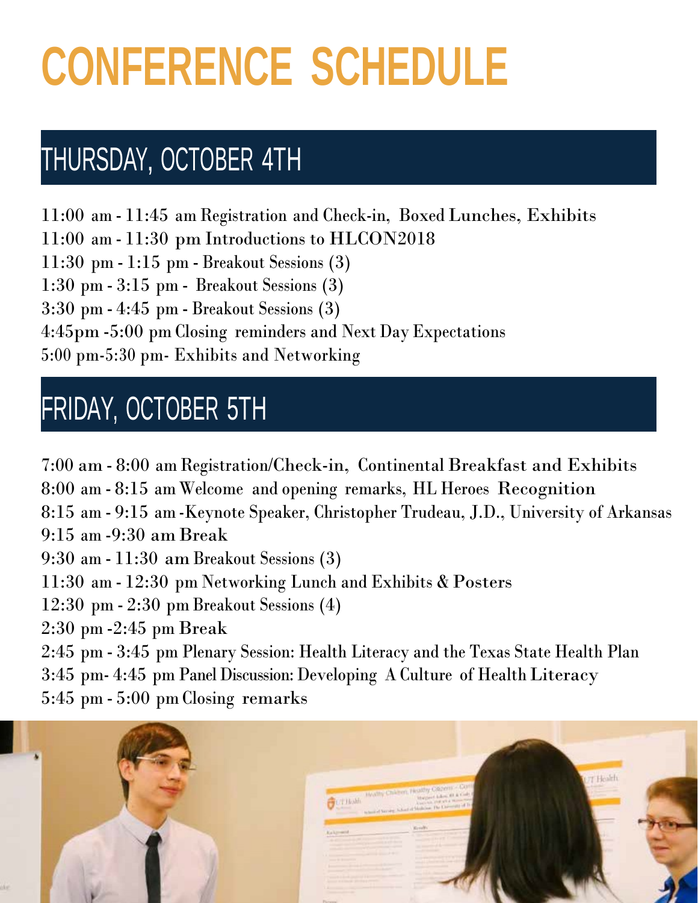# CONFERENCE SCHEDULE

## THURSDAY, OCTOBER 4TH

11:00 am - 11:45 am Registration and Check-in, Boxed Lunches, Exhibits
11:00 am - 11:30 pm Introductions to HLCON2018
11:30 pm - 1:15 pm - Breakout Sessions (3)
1:30 pm - 3:15 pm - Breakout Sessions (3)
3:30 pm - 4:45 pm - Breakout Sessions (3)
4:45pm -5:00 pm Closing reminders and Next Day Expectations
5:00 pm-5:30 pm- Exhibits and Networking

## FRIDAY, OCTOBER 5TH

7:00 am - 8:00 am Registration/Check-in, Continental Breakfast and Exhibits
8:00 am - 8:15 am Welcome and opening remarks, HL Heroes Recognition
8:15 am - 9:15 am -Keynote Speaker, Christopher Trudeau, J.D., University of Arkansas
9:15 am -9:30 am Break
9:30 am - 11:30 am Breakout Sessions (3)
11:30 am - 12:30 pm Networking Lunch and Exhibits & Posters
12:30 pm - 2:30 pm Breakout Sessions (4)
2:30 pm -2:45 pm Break
2:45 pm - 3:45 pm Plenary Session: Health Literacy and the Texas State Health Plan
3:45 pm- 4:45 pm Panel Discussion: Developing A Culture of Health Literacy
5:45 pm - 5:00 pm Closing remarks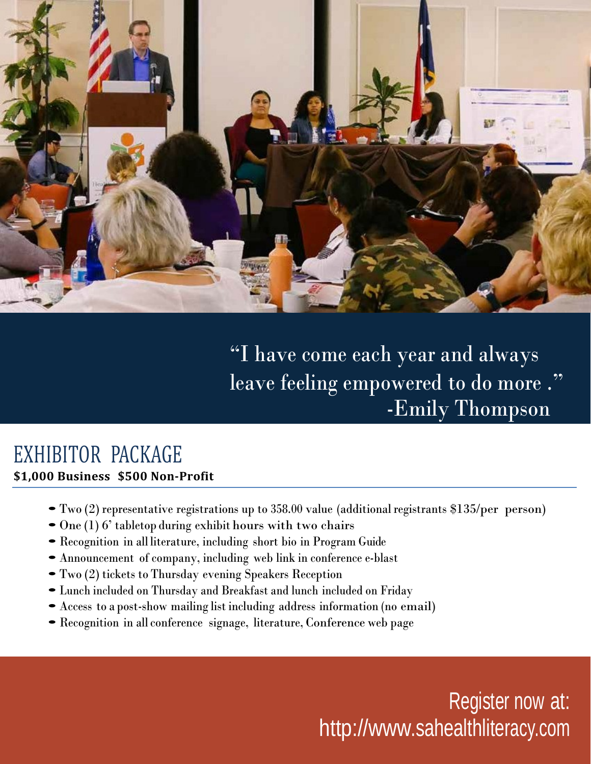"I have come each year and always leave feeling empowered to do more ."
-Emily Thompson

# EXHIBITOR PACKAGE

**$1,000 Business $500 Non-Profit**

- Two (2) representative registrations up to 358.00 value (additional registrants $135/per person)
- One (1) 6' tabletop during exhibit hours with two chairs
- Recognition in all literature, including short bio in Program Guide
- Announcement of company, including web link in conference e-blast
- Two (2) tickets to Thursday evening Speakers Reception
- Lunch included on Thursday and Breakfast and lunch included on Friday
- Access to a post-show mailing list including address information (no email)
- Recognition in all conference signage, literature, Conference web page

Register now at:
http://www.sahealthliteracy.com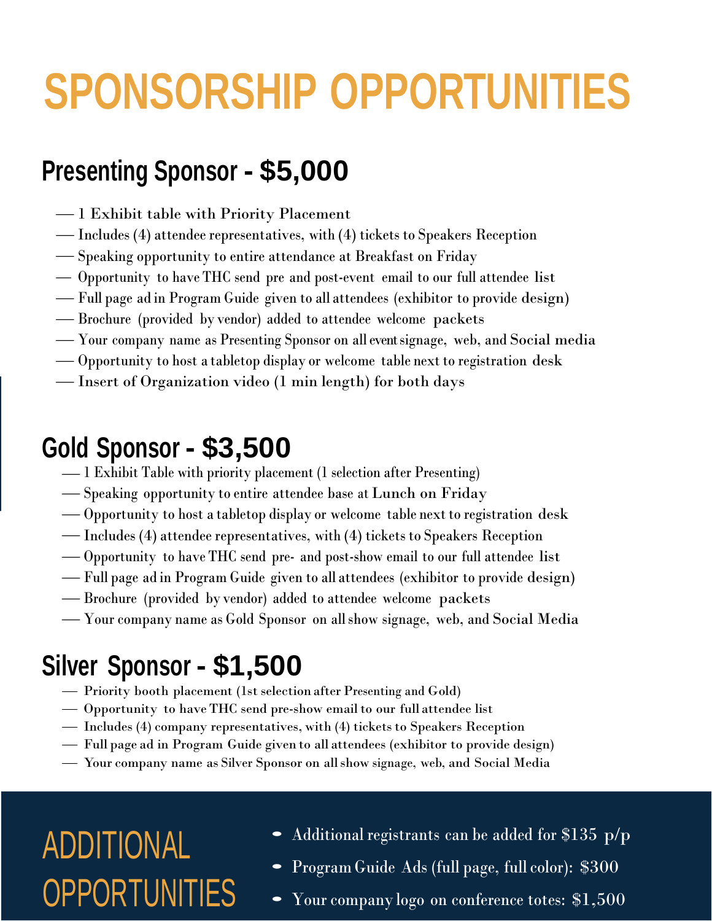# SPONSORSHIP OPPORTUNITIES

## Presenting Sponsor - $5,000

- 1 Exhibit table with Priority Placement
- Includes (4) attendee representatives, with (4) tickets to Speakers Reception
- Speaking opportunity to entire attendance at Breakfast on Friday
- Opportunity to have THC send pre and post-event email to our full attendee list
- Full page ad in Program Guide given to all attendees (exhibitor to provide design)
- Brochure (provided by vendor) added to attendee welcome packets
- Your company name as Presenting Sponsor on all event signage, web, and Social media
- Opportunity to host a tabletop display or welcome table next to registration desk
- Insert of Organization video (1 min length) for both days

## Gold Sponsor - $3,500

- 1 Exhibit Table with priority placement (1 selection after Presenting)
- Speaking opportunity to entire attendee base at Lunch on Friday
- Opportunity to host a tabletop display or welcome table next to registration desk
- Includes (4) attendee representatives, with (4) tickets to Speakers Reception
- Opportunity to have THC send pre- and post-show email to our full attendee list
- Full page ad in Program Guide given to all attendees (exhibitor to provide design)
- Brochure (provided by vendor) added to attendee welcome packets
- Your company name as Gold Sponsor on all show signage, web, and Social Media

## Silver Sponsor - $1,500

- Priority booth placement (1st selection after Presenting and Gold)
- Opportunity to have THC send pre-show email to our full attendee list
- Includes (4) company representatives, with (4) tickets to Speakers Reception
- Full page ad in Program Guide given to all attendees (exhibitor to provide design)
- Your company name as Silver Sponsor on all show signage, web, and Social Media

## ADDITIONAL OPPORTUNITIES

- Additional registrants can be added for $135 p/p
- Program Guide Ads (full page, full color): $300
- Your company logo on conference totes: $1,500